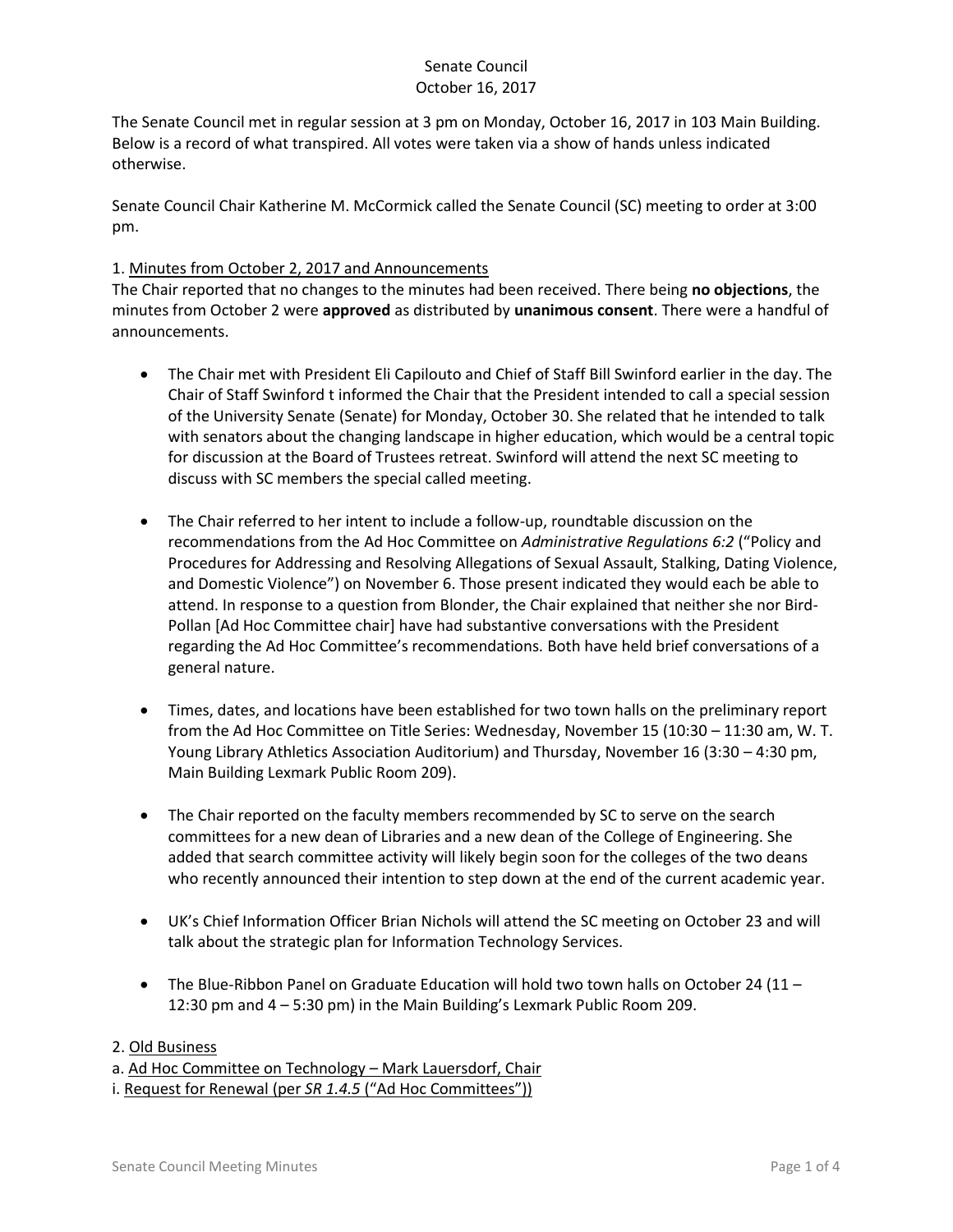Senate Council
October 16, 2017

The Senate Council met in regular session at 3 pm on Monday, October 16, 2017 in 103 Main Building. Below is a record of what transpired. All votes were taken via a show of hands unless indicated otherwise.

Senate Council Chair Katherine M. McCormick called the Senate Council (SC) meeting to order at 3:00 pm.

1. Minutes from October 2, 2017 and Announcements

The Chair reported that no changes to the minutes had been received. There being **no objections**, the minutes from October 2 were **approved** as distributed by **unanimous consent**. There were a handful of announcements.

- The Chair met with President Eli Capilouto and Chief of Staff Bill Swinford earlier in the day. The Chair of Staff Swinford t informed the Chair that the President intended to call a special session of the University Senate (Senate) for Monday, October 30. She related that he intended to talk with senators about the changing landscape in higher education, which would be a central topic for discussion at the Board of Trustees retreat. Swinford will attend the next SC meeting to discuss with SC members the special called meeting.

- The Chair referred to her intent to include a follow-up, roundtable discussion on the recommendations from the Ad Hoc Committee on *Administrative Regulations 6:2* ("Policy and Procedures for Addressing and Resolving Allegations of Sexual Assault, Stalking, Dating Violence, and Domestic Violence") on November 6. Those present indicated they would each be able to attend. In response to a question from Blonder, the Chair explained that neither she nor Bird-Pollan [Ad Hoc Committee chair] have had substantive conversations with the President regarding the Ad Hoc Committee's recommendations. Both have held brief conversations of a general nature.

- Times, dates, and locations have been established for two town halls on the preliminary report from the Ad Hoc Committee on Title Series: Wednesday, November 15 (10:30 – 11:30 am, W. T. Young Library Athletics Association Auditorium) and Thursday, November 16 (3:30 – 4:30 pm, Main Building Lexmark Public Room 209).

- The Chair reported on the faculty members recommended by SC to serve on the search committees for a new dean of Libraries and a new dean of the College of Engineering. She added that search committee activity will likely begin soon for the colleges of the two deans who recently announced their intention to step down at the end of the current academic year.

- UK's Chief Information Officer Brian Nichols will attend the SC meeting on October 23 and will talk about the strategic plan for Information Technology Services.

- The Blue-Ribbon Panel on Graduate Education will hold two town halls on October 24 (11 – 12:30 pm and 4 – 5:30 pm) in the Main Building's Lexmark Public Room 209.

2. Old Business

a. Ad Hoc Committee on Technology – Mark Lauersdorf, Chair

i. Request for Renewal (per *SR 1.4.5* ("Ad Hoc Committees"))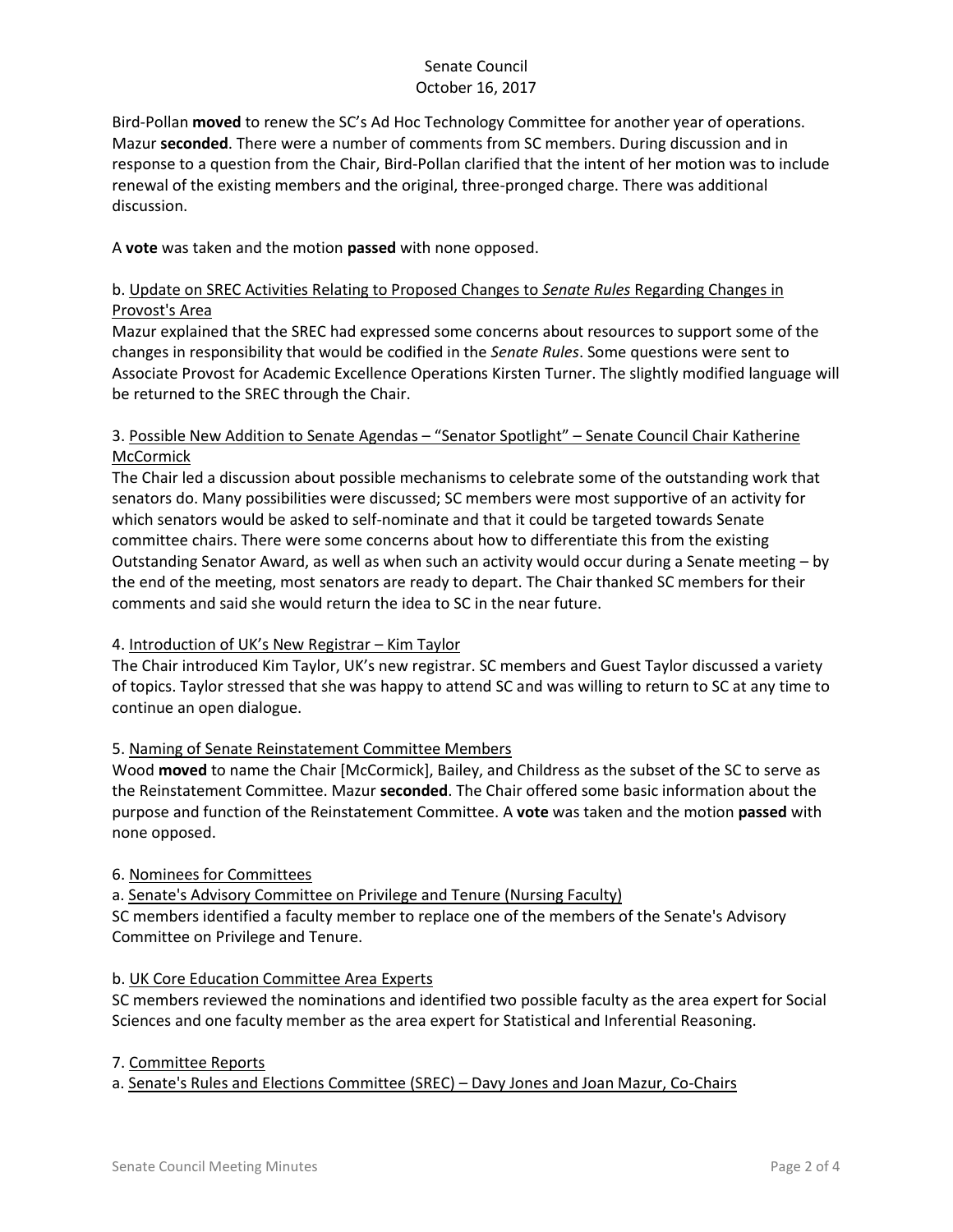Bird-Pollan **moved** to renew the SC's Ad Hoc Technology Committee for another year of operations. Mazur **seconded**. There were a number of comments from SC members. During discussion and in response to a question from the Chair, Bird-Pollan clarified that the intent of her motion was to include renewal of the existing members and the original, three-pronged charge. There was additional discussion.

A **vote** was taken and the motion **passed** with none opposed.

b. Update on SREC Activities Relating to Proposed Changes to *Senate Rules* Regarding Changes in Provost's Area

Mazur explained that the SREC had expressed some concerns about resources to support some of the changes in responsibility that would be codified in the *Senate Rules*. Some questions were sent to Associate Provost for Academic Excellence Operations Kirsten Turner. The slightly modified language will be returned to the SREC through the Chair.

3. Possible New Addition to Senate Agendas – "Senator Spotlight" – Senate Council Chair Katherine McCormick

The Chair led a discussion about possible mechanisms to celebrate some of the outstanding work that senators do. Many possibilities were discussed; SC members were most supportive of an activity for which senators would be asked to self-nominate and that it could be targeted towards Senate committee chairs. There were some concerns about how to differentiate this from the existing Outstanding Senator Award, as well as when such an activity would occur during a Senate meeting – by the end of the meeting, most senators are ready to depart. The Chair thanked SC members for their comments and said she would return the idea to SC in the near future.

4. Introduction of UK's New Registrar – Kim Taylor

The Chair introduced Kim Taylor, UK's new registrar. SC members and Guest Taylor discussed a variety of topics. Taylor stressed that she was happy to attend SC and was willing to return to SC at any time to continue an open dialogue.

5. Naming of Senate Reinstatement Committee Members

Wood **moved** to name the Chair [McCormick], Bailey, and Childress as the subset of the SC to serve as the Reinstatement Committee. Mazur **seconded**. The Chair offered some basic information about the purpose and function of the Reinstatement Committee. A **vote** was taken and the motion **passed** with none opposed.

6. Nominees for Committees

a. Senate's Advisory Committee on Privilege and Tenure (Nursing Faculty)

SC members identified a faculty member to replace one of the members of the Senate's Advisory Committee on Privilege and Tenure.

b. UK Core Education Committee Area Experts

SC members reviewed the nominations and identified two possible faculty as the area expert for Social Sciences and one faculty member as the area expert for Statistical and Inferential Reasoning.

7. Committee Reports

a. Senate's Rules and Elections Committee (SREC) – Davy Jones and Joan Mazur, Co-Chairs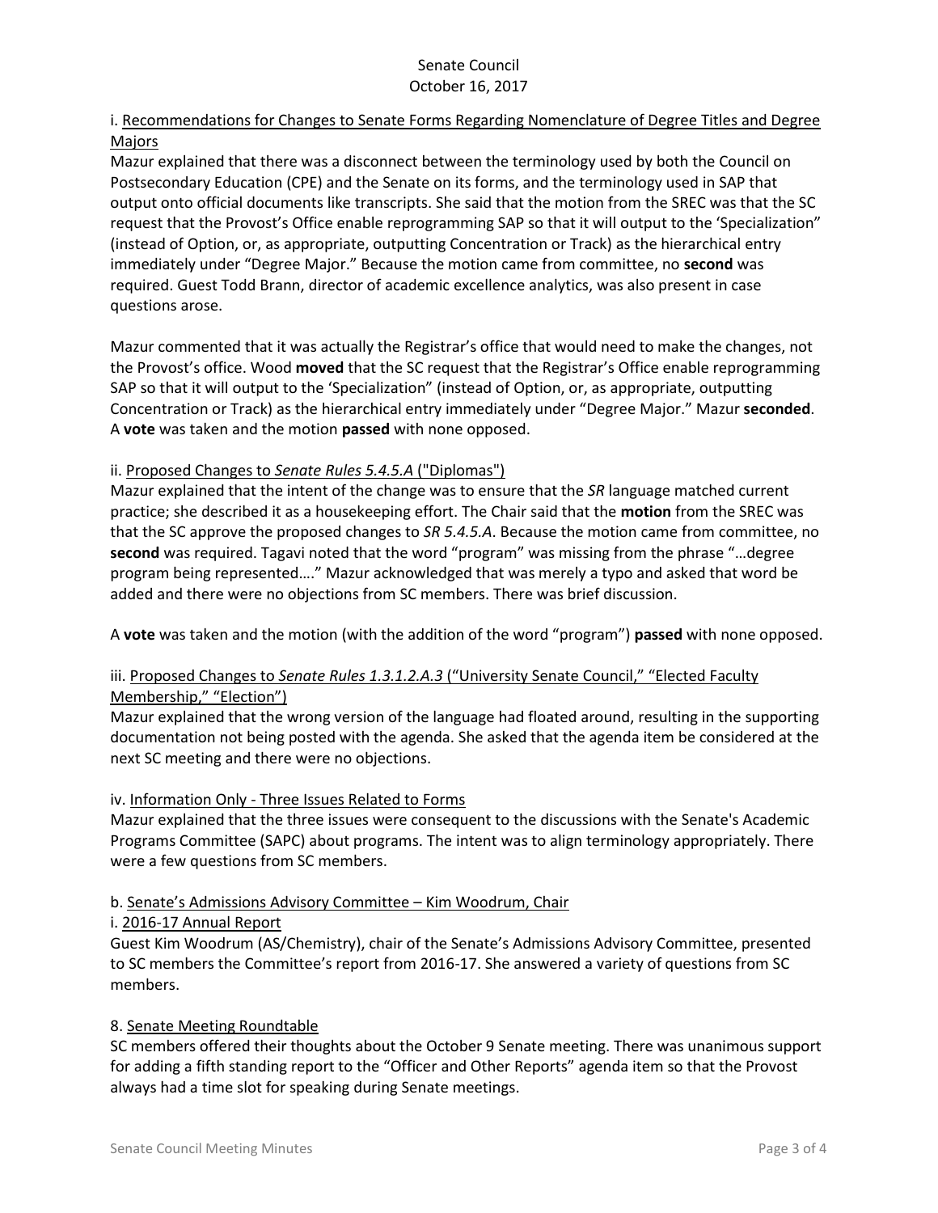i. Recommendations for Changes to Senate Forms Regarding Nomenclature of Degree Titles and Degree Majors

Mazur explained that there was a disconnect between the terminology used by both the Council on Postsecondary Education (CPE) and the Senate on its forms, and the terminology used in SAP that output onto official documents like transcripts. She said that the motion from the SREC was that the SC request that the Provost's Office enable reprogramming SAP so that it will output to the 'Specialization" (instead of Option, or, as appropriate, outputting Concentration or Track) as the hierarchical entry immediately under "Degree Major." Because the motion came from committee, no **second** was required. Guest Todd Brann, director of academic excellence analytics, was also present in case questions arose.

Mazur commented that it was actually the Registrar's office that would need to make the changes, not the Provost's office. Wood **moved** that the SC request that the Registrar's Office enable reprogramming SAP so that it will output to the 'Specialization" (instead of Option, or, as appropriate, outputting Concentration or Track) as the hierarchical entry immediately under "Degree Major." Mazur **seconded**. A **vote** was taken and the motion **passed** with none opposed.

ii. Proposed Changes to *Senate Rules 5.4.5.A* ("Diplomas")

Mazur explained that the intent of the change was to ensure that the *SR* language matched current practice; she described it as a housekeeping effort. The Chair said that the **motion** from the SREC was that the SC approve the proposed changes to *SR 5.4.5.A*. Because the motion came from committee, no **second** was required. Tagavi noted that the word "program" was missing from the phrase "…degree program being represented…." Mazur acknowledged that was merely a typo and asked that word be added and there were no objections from SC members. There was brief discussion.

A **vote** was taken and the motion (with the addition of the word "program") **passed** with none opposed.

iii. Proposed Changes to *Senate Rules 1.3.1.2.A.3* ("University Senate Council," "Elected Faculty Membership," "Election")

Mazur explained that the wrong version of the language had floated around, resulting in the supporting documentation not being posted with the agenda. She asked that the agenda item be considered at the next SC meeting and there were no objections.

iv. Information Only - Three Issues Related to Forms

Mazur explained that the three issues were consequent to the discussions with the Senate's Academic Programs Committee (SAPC) about programs. The intent was to align terminology appropriately. There were a few questions from SC members.

b. Senate's Admissions Advisory Committee – Kim Woodrum, Chair

i. 2016-17 Annual Report

Guest Kim Woodrum (AS/Chemistry), chair of the Senate's Admissions Advisory Committee, presented to SC members the Committee's report from 2016-17. She answered a variety of questions from SC members.

8. Senate Meeting Roundtable

SC members offered their thoughts about the October 9 Senate meeting. There was unanimous support for adding a fifth standing report to the "Officer and Other Reports" agenda item so that the Provost always had a time slot for speaking during Senate meetings.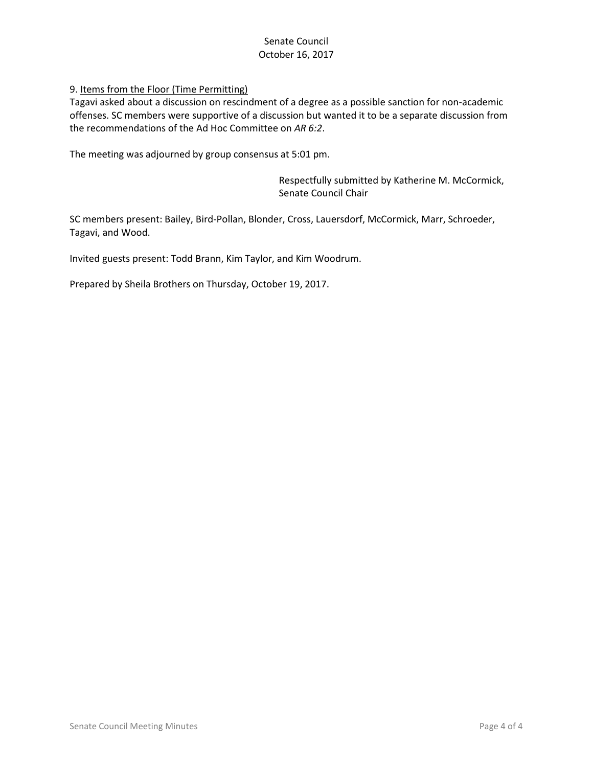9. Items from the Floor (Time Permitting)

Tagavi asked about a discussion on rescindment of a degree as a possible sanction for non-academic offenses. SC members were supportive of a discussion but wanted it to be a separate discussion from the recommendations of the Ad Hoc Committee on *AR 6:2*.

The meeting was adjourned by group consensus at 5:01 pm.

Respectfully submitted by Katherine M. McCormick,
Senate Council Chair

SC members present: Bailey, Bird-Pollan, Blonder, Cross, Lauersdorf, McCormick, Marr, Schroeder, Tagavi, and Wood.

Invited guests present: Todd Brann, Kim Taylor, and Kim Woodrum.

Prepared by Sheila Brothers on Thursday, October 19, 2017.